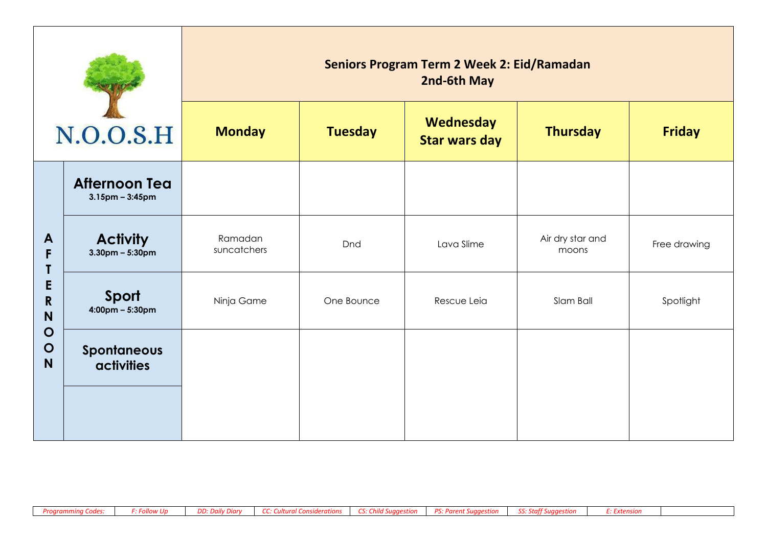# N.O.O.S.H

## Seniors Program Term 2 Week 2: Eid/Ramadan
2nd-6th May

| AFTERNOON | | Monday | Tuesday | Wednesday Star wars day | Thursday | Friday |
|---|---|---|---|---|---|---|
| | **Afternoon Tea** 3.15pm – 3:45pm | | | | | |
| | **Activity** 3.30pm – 5:30pm | Ramadan suncatchers | Dnd | Lava Slime | Air dry star and moons | Free drawing |
| | **Sport** 4:00pm – 5:30pm | Ninja Game | One Bounce | Rescue Leia | Slam Ball | Spotlight |
| | **Spontaneous activities** | | | | | |
| | | | | | | |

| Programming Codes: | F: Follow Up | DD: Daily Diary | CC: Cultural Considerations | CS: Child Suggestion | PS: Parent Suggestion | SS: Staff Suggestion | E: Extension | |
|---|---|---|---|---|---|---|---|---|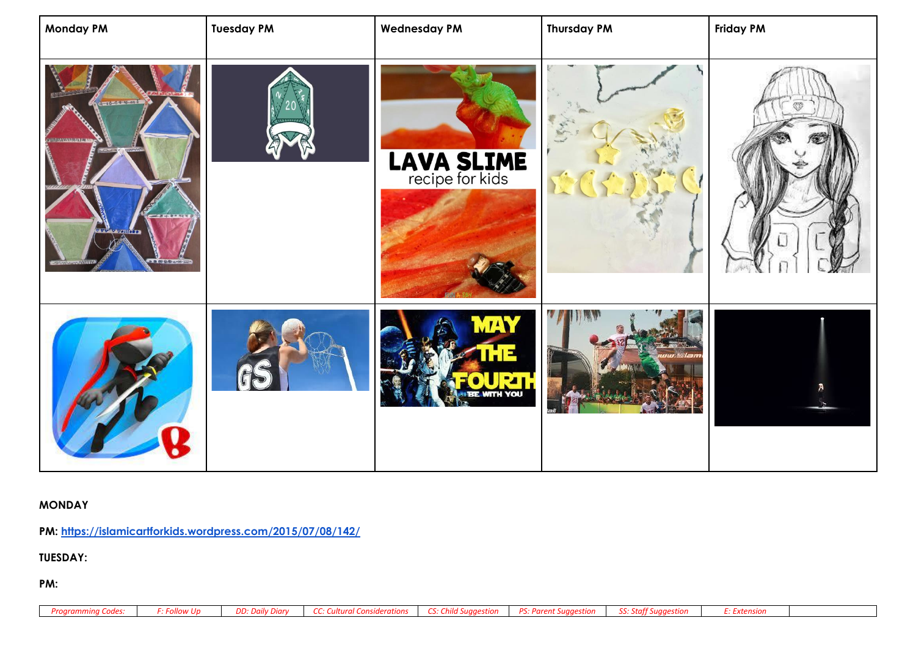| Monday PM | Tuesday PM | Wednesday PM | Thursday PM | Friday PM |
| --- | --- | --- | --- | --- |
| | | LAVA SLIME recipe for kids | | |
| | | MAY THE FOURTH BE WITH YOU | | |

**MONDAY**

**PM:** [https://islamicartforkids.wordpress.com/2015/07/08/142/](https://islamicartforkids.wordpress.com/2015/07/08/142/)

**TUESDAY:**

**PM:**

| *Programming Codes:* | *F: Follow Up* | *DD: Daily Diary* | *CC: Cultural Considerations* | *CS: Child Suggestion* | *PS: Parent Suggestion* | *SS: Staff Suggestion* | *E: Extension* | |
| --- | --- | --- | --- | --- | --- | --- | --- | --- |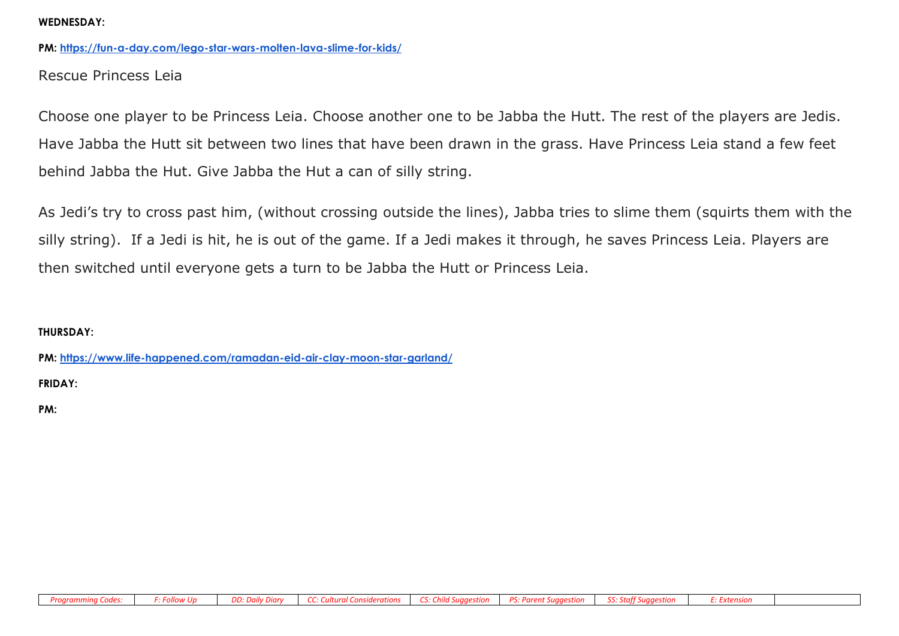**WEDNESDAY:**

**PM: https://fun-a-day.com/lego-star-wars-molten-lava-slime-for-kids/**

Rescue Princess Leia

Choose one player to be Princess Leia. Choose another one to be Jabba the Hutt. The rest of the players are Jedis. Have Jabba the Hutt sit between two lines that have been drawn in the grass. Have Princess Leia stand a few feet behind Jabba the Hut. Give Jabba the Hut a can of silly string.

As Jedi's try to cross past him, (without crossing outside the lines), Jabba tries to slime them (squirts them with the silly string). If a Jedi is hit, he is out of the game. If a Jedi makes it through, he saves Princess Leia. Players are then switched until everyone gets a turn to be Jabba the Hutt or Princess Leia.

**THURSDAY:**

**PM: https://www.life-happened.com/ramadan-eid-air-clay-moon-star-garland/**

**FRIDAY:**

**PM:**

| | | | | | | | | |
|---|---|---|---|---|---|---|---|---|
| *Programming Codes:* | *F: Follow Up* | *DD: Daily Diary* | *CC: Cultural Considerations* | *CS: Child Suggestion* | *PS: Parent Suggestion* | *SS: Staff Suggestion* | *E: Extension* | |